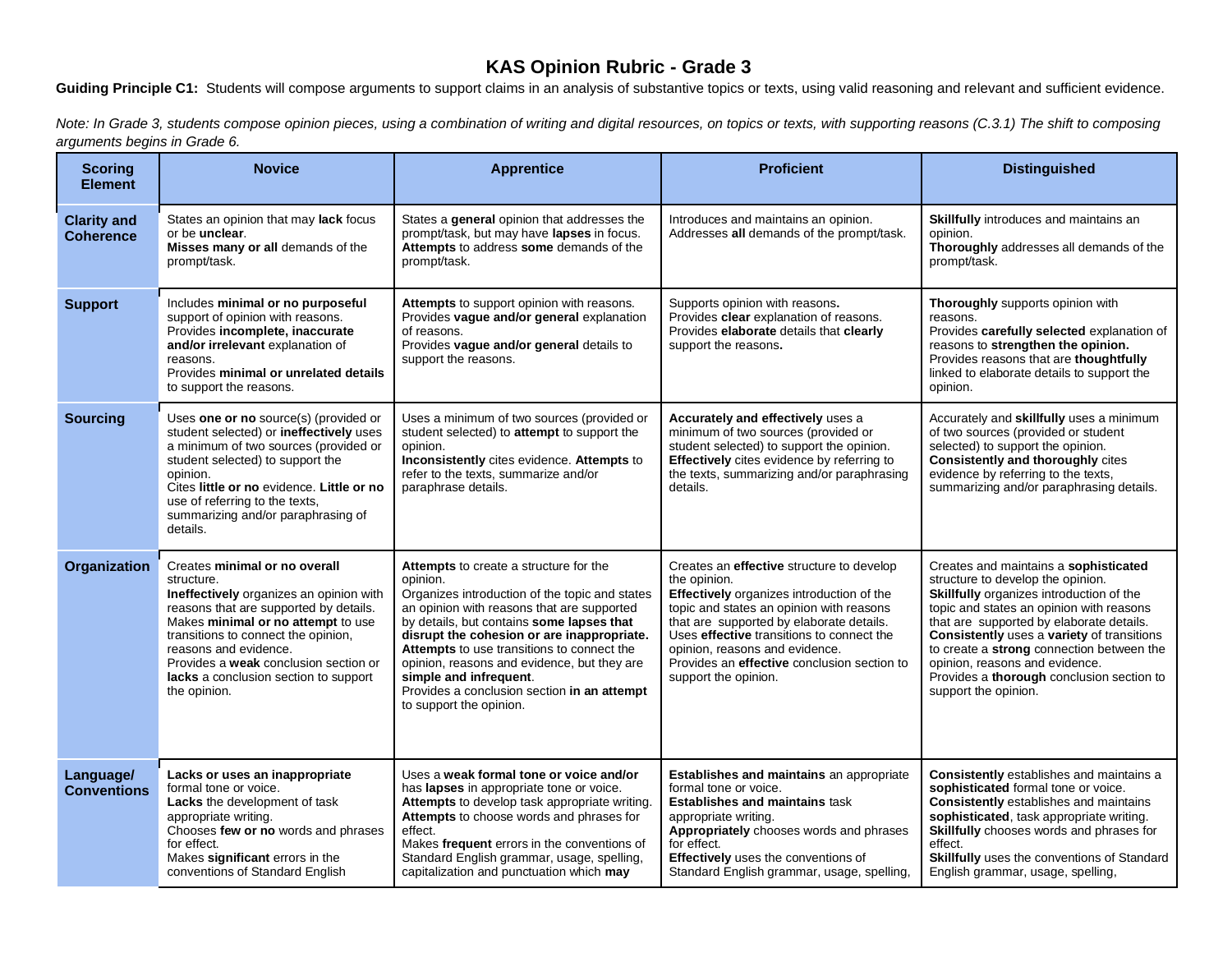# KAS Opinion Rubric - Grade 3

**Guiding Principle C1:** Students will compose arguments to support claims in an analysis of substantive topics or texts, using valid reasoning and relevant and sufficient evidence.

*Note: In Grade 3, students compose opinion pieces, using a combination of writing and digital resources, on topics or texts, with supporting reasons (C.3.1) The shift to composing arguments begins in Grade 6.*

| Scoring Element | Novice | Apprentice | Proficient | Distinguished |
|---|---|---|---|---|
| **Clarity and Coherence** | States an opinion that may **lack** focus or be **unclear**.<br>**Misses many or all** demands of the prompt/task. | States a **general** opinion that addresses the prompt/task, but may have **lapses** in focus.<br>**Attempts** to address **some** demands of the prompt/task. | Introduces and maintains an opinion.<br>Addresses **all** demands of the prompt/task. | **Skillfully** introduces and maintains an opinion.<br>**Thoroughly** addresses all demands of the prompt/task. |
| **Support** | Includes **minimal or no purposeful** support of opinion with reasons.<br>Provides **incomplete, inaccurate and/or irrelevant** explanation of reasons.<br>Provides **minimal or unrelated details** to support the reasons. | **Attempts** to support opinion with reasons.<br>Provides **vague and/or general** explanation of reasons.<br>Provides **vague and/or general** details to support the reasons. | Supports opinion with reasons**.**<br>Provides **clear** explanation of reasons.<br>Provides **elaborate** details that **clearly** support the reasons**.** | **Thoroughly** supports opinion with reasons.<br>Provides **carefully selected** explanation of reasons to **strengthen the opinion.**<br>Provides reasons that are **thoughtfully** linked to elaborate details to support the opinion. |
| **Sourcing** | Uses **one or no** source(s) (provided or student selected) or **ineffectively** uses a minimum of two sources (provided or student selected) to support the opinion.<br>Cites **little or no** evidence. **Little or no** use of referring to the texts, summarizing and/or paraphrasing of details. | Uses a minimum of two sources (provided or student selected) to **attempt** to support the opinion.<br>**Inconsistently** cites evidence. **Attempts** to refer to the texts, summarize and/or paraphrase details. | **Accurately and effectively** uses a minimum of two sources (provided or student selected) to support the opinion.<br>**Effectively** cites evidence by referring to the texts, summarizing and/or paraphrasing details. | Accurately and **skillfully** uses a minimum of two sources (provided or student selected) to support the opinion.<br>**Consistently and thoroughly** cites evidence by referring to the texts, summarizing and/or paraphrasing details. |
| **Organization** | Creates **minimal or no overall** structure.<br>**Ineffectively** organizes an opinion with reasons that are supported by details.<br>Makes **minimal or no attempt** to use transitions to connect the opinion, reasons and evidence.<br>Provides a **weak** conclusion section or **lacks** a conclusion section to support the opinion. | **Attempts** to create a structure for the opinion.<br>Organizes introduction of the topic and states an opinion with reasons that are supported by details, but contains **some lapses that disrupt the cohesion or are inappropriate.**<br>**Attempts** to use transitions to connect the opinion, reasons and evidence, but they are **simple and infrequent**.<br>Provides a conclusion section **in an attempt** to support the opinion. | Creates an **effective** structure to develop the opinion.<br>**Effectively** organizes introduction of the topic and states an opinion with reasons that are supported by elaborate details.<br>Uses **effective** transitions to connect the opinion, reasons and evidence.<br>Provides an **effective** conclusion section to support the opinion. | Creates and maintains a **sophisticated** structure to develop the opinion.<br>**Skillfully** organizes introduction of the topic and states an opinion with reasons that are supported by elaborate details.<br>**Consistently** uses a **variety** of transitions to create a **strong** connection between the opinion, reasons and evidence.<br>Provides a **thorough** conclusion section to support the opinion. |
| **Language/ Conventions** | **Lacks or uses an inappropriate** formal tone or voice.<br>**Lacks** the development of task appropriate writing.<br>Chooses **few or no** words and phrases for effect.<br>Makes **significant** errors in the conventions of Standard English | Uses a **weak formal tone or voice and/or** has **lapses** in appropriate tone or voice.<br>**Attempts** to develop task appropriate writing.<br>**Attempts** to choose words and phrases for effect.<br>Makes **frequent** errors in the conventions of Standard English grammar, usage, spelling, capitalization and punctuation which **may** | **Establishes and maintains** an appropriate formal tone or voice.<br>**Establishes and maintains** task appropriate writing.<br>**Appropriately** chooses words and phrases for effect.<br>**Effectively** uses the conventions of Standard English grammar, usage, spelling, | **Consistently** establishes and maintains a **sophisticated** formal tone or voice.<br>**Consistently** establishes and maintains **sophisticated**, task appropriate writing.<br>**Skillfully** chooses words and phrases for effect.<br>**Skillfully** uses the conventions of Standard English grammar, usage, spelling, |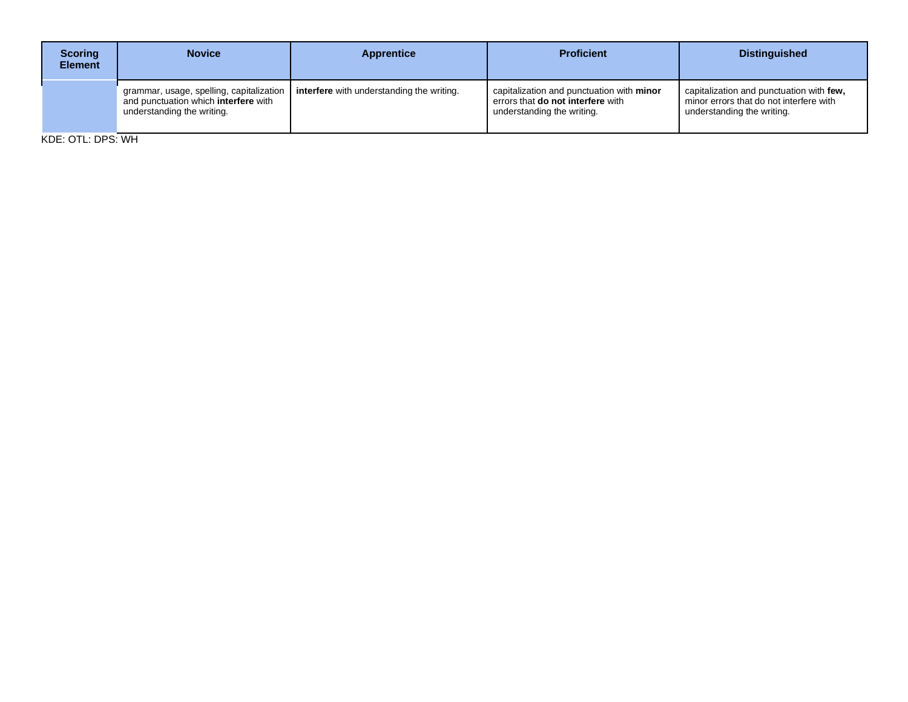| Scoring Element | Novice | Apprentice | Proficient | Distinguished |
| --- | --- | --- | --- | --- |
| | grammar, usage, spelling, capitalization and punctuation which **interfere** with understanding the writing. | **interfere** with understanding the writing. | capitalization and punctuation with **minor** errors that **do not interfere** with understanding the writing. | capitalization and punctuation with **few,** minor errors that do not interfere with understanding the writing. |

KDE: OTL: DPS: WH